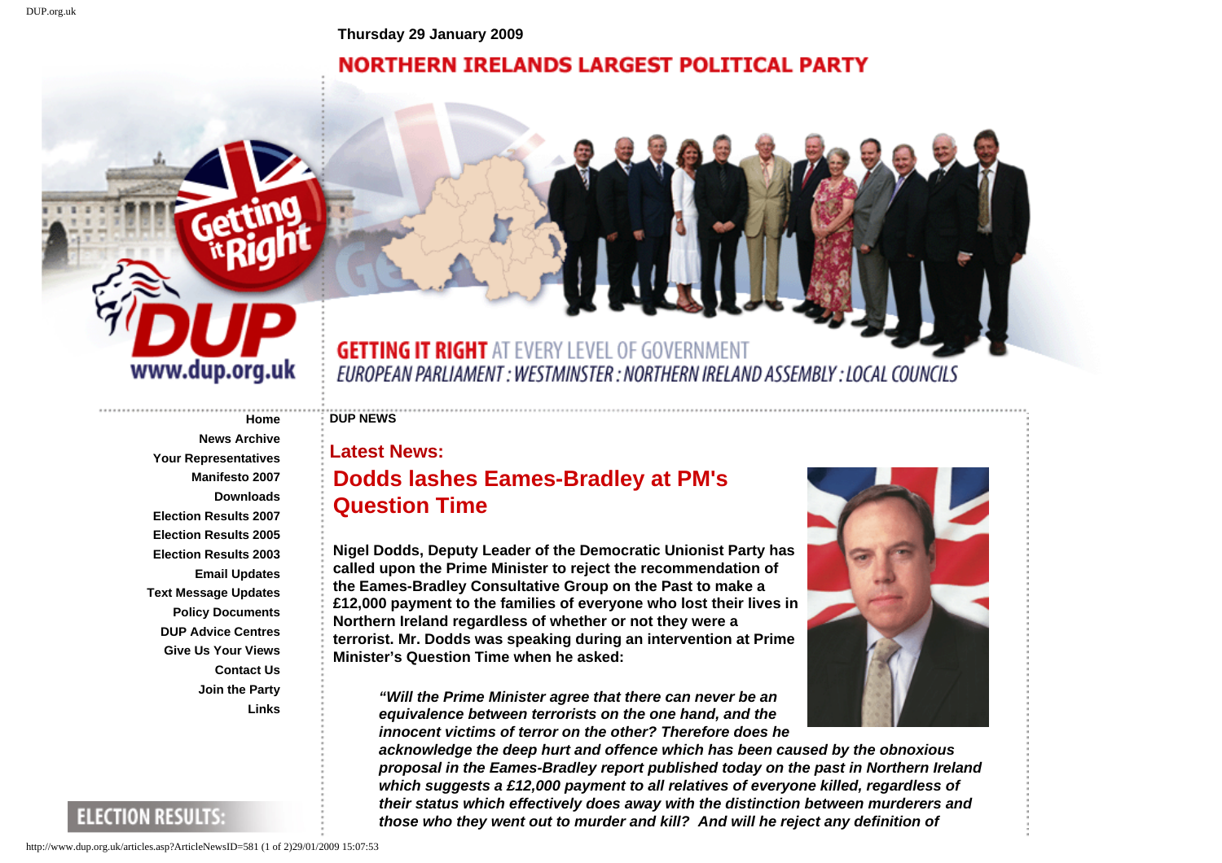Thursday 29 January 2009

NORTHERN IRELANDS LARGEST POLITICAL PARTY

GETTING IT RIGHT AT EVERY LEVEL OF GOVERNMENT

EUROPEAN PARLIAMENT : WESTMINSTER : NORTHERN IRELAND ASSEMBLY : LOCAL COUNCILS

- Home
- News Archive
- Your Representatives
- Manifesto 2007
- Downloads
- Election Results 2007
- Election Results 2005
- Election Results 2003
- Email Updates
- Text Message Updates
- Policy Documents
- DUP Advice Centres
- Give Us Your Views
- Contact Us
- Join the Party
- Links

ELECTION RESULTS:

**DUP NEWS**

## Latest News:

# Dodds lashes Eames-Bradley at PM's Question Time

**Nigel Dodds, Deputy Leader of the Democratic Unionist Party has called upon the Prime Minister to reject the recommendation of the Eames-Bradley Consultative Group on the Past to make a £12,000 payment to the families of everyone who lost their lives in Northern Ireland regardless of whether or not they were a terrorist. Mr. Dodds was speaking during an intervention at Prime Minister's Question Time when he asked:**

> ***"Will the Prime Minister agree that there can never be an equivalence between terrorists on the one hand, and the innocent victims of terror on the other? Therefore does he acknowledge the deep hurt and offence which has been caused by the obnoxious proposal in the Eames-Bradley report published today on the past in Northern Ireland which suggests a £12,000 payment to all relatives of everyone killed, regardless of their status which effectively does away with the distinction between murderers and those who they went out to murder and kill? And will he reject any definition of***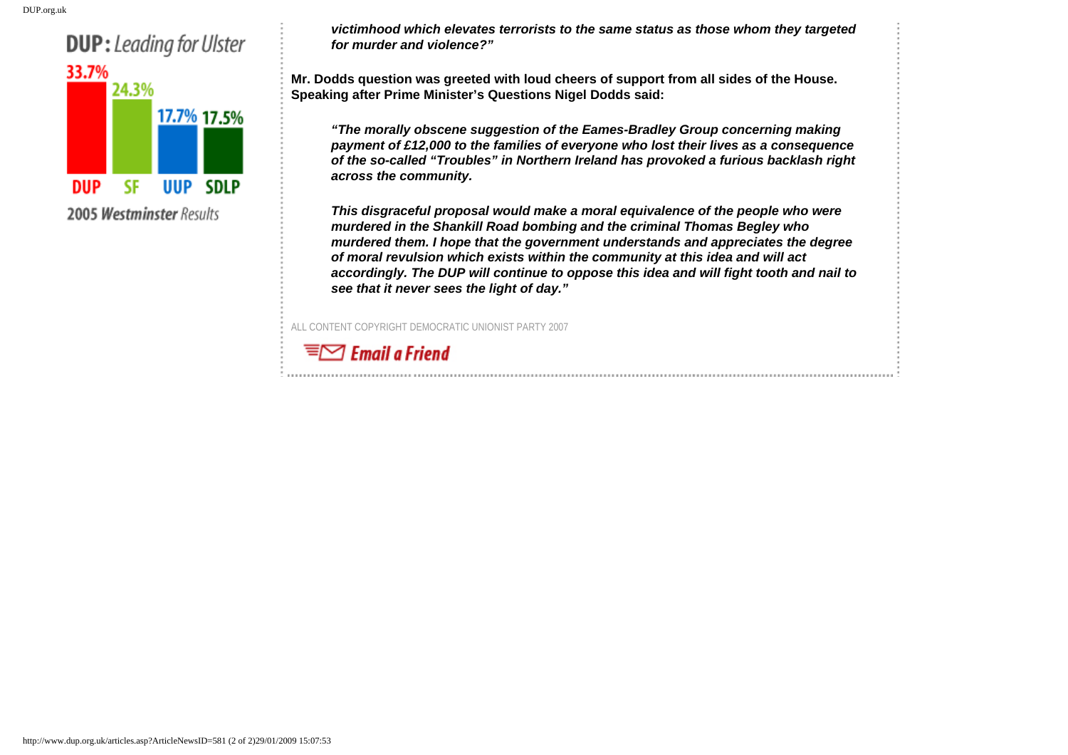**DUP:** *Leading for Ulster*

33.7%
24.3%
17.7%
17.5%

DUP
SF
UUP
SDLP

2005 *Westminster* Results

> ***victimhood which elevates terrorists to the same status as those whom they targeted for murder and violence?"***

**Mr. Dodds question was greeted with loud cheers of support from all sides of the House. Speaking after Prime Minister's Questions Nigel Dodds said:**

> ***"The morally obscene suggestion of the Eames-Bradley Group concerning making payment of £12,000 to the families of everyone who lost their lives as a consequence of the so-called "Troubles" in Northern Ireland has provoked a furious backlash right across the community.***
>
> ***This disgraceful proposal would make a moral equivalence of the people who were murdered in the Shankill Road bombing and the criminal Thomas Begley who murdered them. I hope that the government understands and appreciates the degree of moral revulsion which exists within the community at this idea and will act accordingly. The DUP will continue to oppose this idea and will fight tooth and nail to see that it never sees the light of day."***

ALL CONTENT COPYRIGHT DEMOCRATIC UNIONIST PARTY 2007

***Email a Friend***